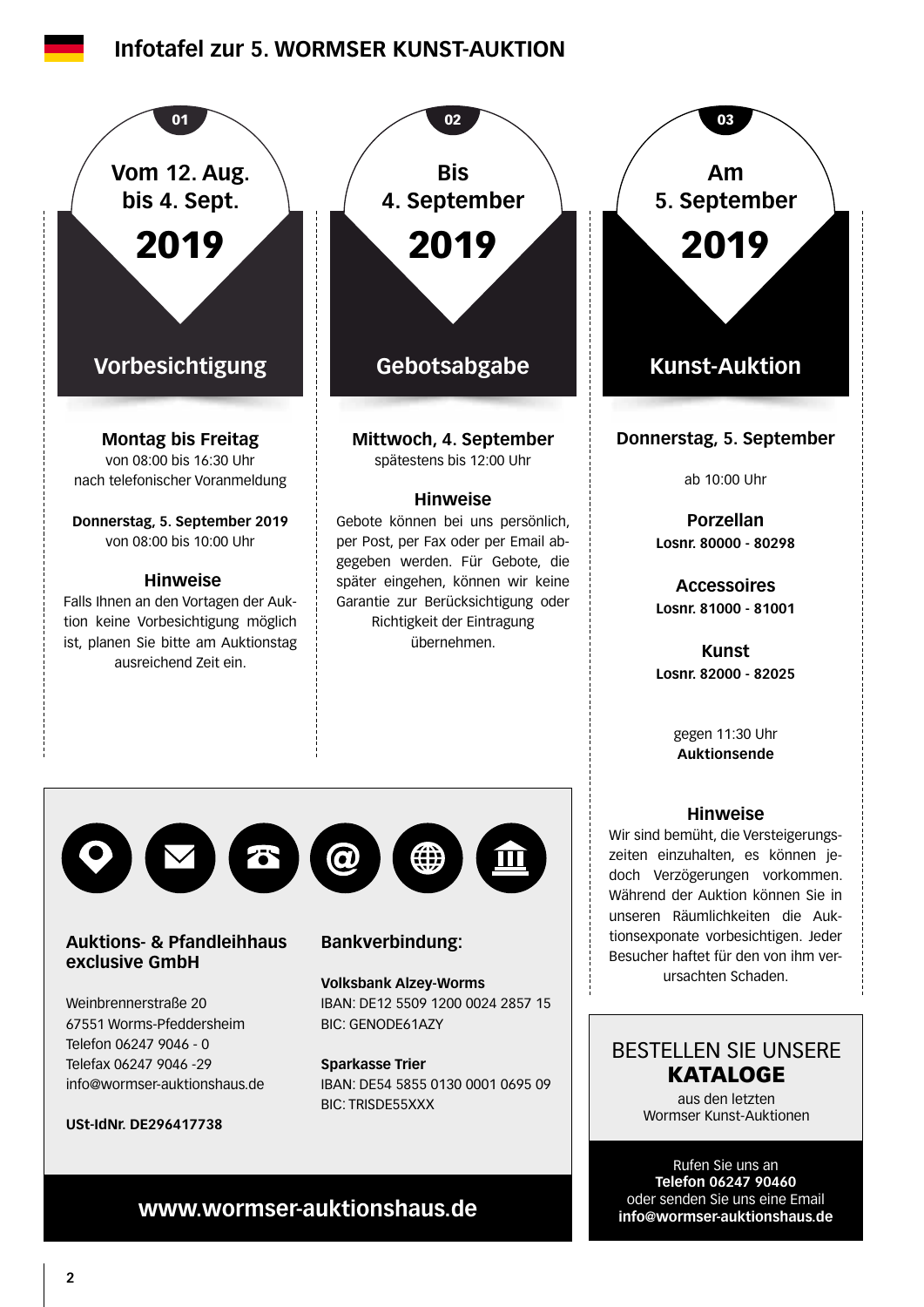# Infotafel zur 5. WORMSER KUNST-AUKTION

## 01 – Vom 12. Aug. bis 4. Sept. 2019

### Vorbesichtigung

**Montag bis Freitag**
von 08:00 bis 16:30 Uhr
nach telefonischer Voranmeldung

**Donnerstag, 5. September 2019**
von 08:00 bis 10:00 Uhr

**Hinweise**

Falls Ihnen an den Vortagen der Auktion keine Vorbesichtigung möglich ist, planen Sie bitte am Auktionstag ausreichend Zeit ein.

## 02 – Bis 4. September 2019

### Gebotsabgabe

**Mittwoch, 4. September**
spätestens bis 12:00 Uhr

**Hinweise**

Gebote können bei uns persönlich, per Post, per Fax oder per Email abgegeben werden. Für Gebote, die später eingehen, können wir keine Garantie zur Berücksichtigung oder Richtigkeit der Eintragung übernehmen.

## 03 – Am 5. September 2019

### Kunst-Auktion

**Donnerstag, 5. September**

ab 10:00 Uhr

**Porzellan**
**Losnr. 80000 - 80298**

**Accessoires**
**Losnr. 81000 - 81001**

**Kunst**
**Losnr. 82000 - 82025**

gegen 11:30 Uhr
**Auktionsende**

**Hinweise**

Wir sind bemüht, die Versteigerungszeiten einzuhalten, es können jedoch Verzögerungen vorkommen. Während der Auktion können Sie in unseren Räumlichkeiten die Auktionsexponate vorbesichtigen. Jeder Besucher haftet für den von ihm verursachten Schaden.

---

**Auktions- & Pfandleihhaus exclusive GmbH**

Weinbrennerstraße 20
67551 Worms-Pfeddersheim
Telefon 06247 9046 - 0
Telefax 06247 9046 -29
info@wormser-auktionshaus.de

**USt-IdNr. DE296417738**

**Bankverbindung:**

**Volksbank Alzey-Worms**
IBAN: DE12 5509 1200 0024 2857 15
BIC: GENODE61AZY

**Sparkasse Trier**
IBAN: DE54 5855 0130 0001 0695 09
BIC: TRISDE55XXX

**www.wormser-auktionshaus.de**

---

BESTELLEN SIE UNSERE **KATALOGE**
aus den letzten Wormser Kunst-Auktionen

Rufen Sie uns an
**Telefon 06247 90460**
oder senden Sie uns eine Email
**info@wormser-auktionshaus.de**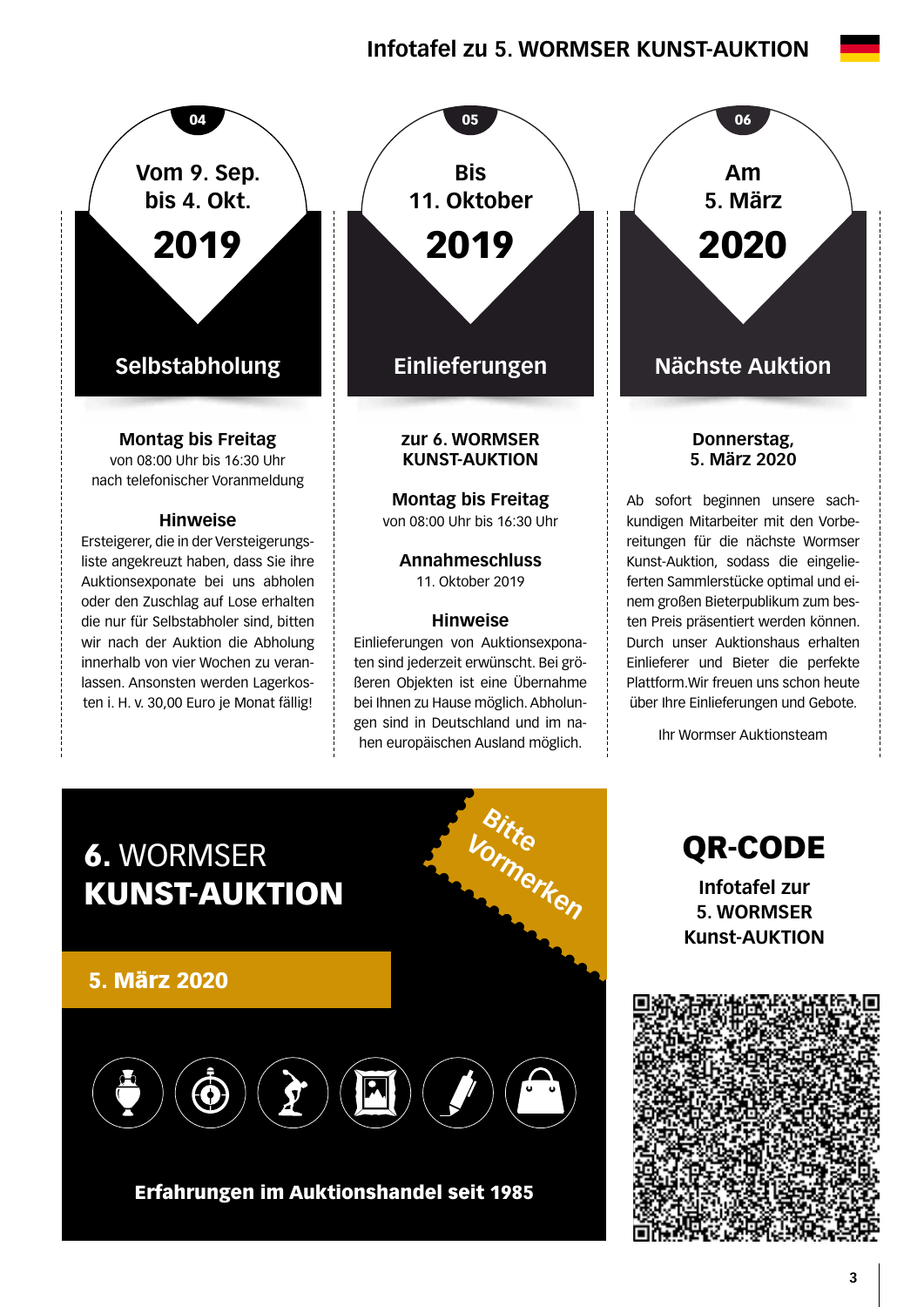# Infotafel zu 5. WORMSER KUNST-AUKTION

## 04

Vom 9. Sep. bis 4. Okt.

**2019**

### Selbstabholung

**Montag bis Freitag**
von 08:00 Uhr bis 16:30 Uhr
nach telefonischer Voranmeldung

**Hinweise**

Ersteigerer, die in der Versteigerungsliste angekreuzt haben, dass Sie ihre Auktionsexponate bei uns abholen oder den Zuschlag auf Lose erhalten die nur für Selbstabholer sind, bitten wir nach der Auktion die Abholung innerhalb von vier Wochen zu veranlassen. Ansonsten werden Lagerkosten i. H. v. 30,00 Euro je Monat fällig!

## 05

Bis 11. Oktober

**2019**

### Einlieferungen

**zur 6. WORMSER KUNST-AUKTION**

**Montag bis Freitag**
von 08:00 Uhr bis 16:30 Uhr

**Annahmeschluss**
11. Oktober 2019

**Hinweise**

Einlieferungen von Auktionsexponaten sind jederzeit erwünscht. Bei größeren Objekten ist eine Übernahme bei Ihnen zu Hause möglich. Abholungen sind in Deutschland und im nahen europäischen Ausland möglich.

## 06

Am 5. März

**2020**

### Nächste Auktion

**Donnerstag, 5. März 2020**

Ab sofort beginnen unsere sachkundigen Mitarbeiter mit den Vorbereitungen für die nächste Wormser Kunst-Auktion, sodass die eingelieferten Sammlerstücke optimal und einem großen Bieterpublikum zum besten Preis präsentiert werden können. Durch unser Auktionshaus erhalten Einlieferer und Bieter die perfekte Plattform.Wir freuen uns schon heute über Ihre Einlieferungen und Gebote.

Ihr Wormser Auktionsteam

---

**6.** WORMSER
**KUNST-AUKTION**

*Bitte Vormerken*

**5. März 2020**

**Erfahrungen im Auktionshandel seit 1985**

## QR-CODE

**Infotafel zur 5. WORMSER Kunst-AUKTION**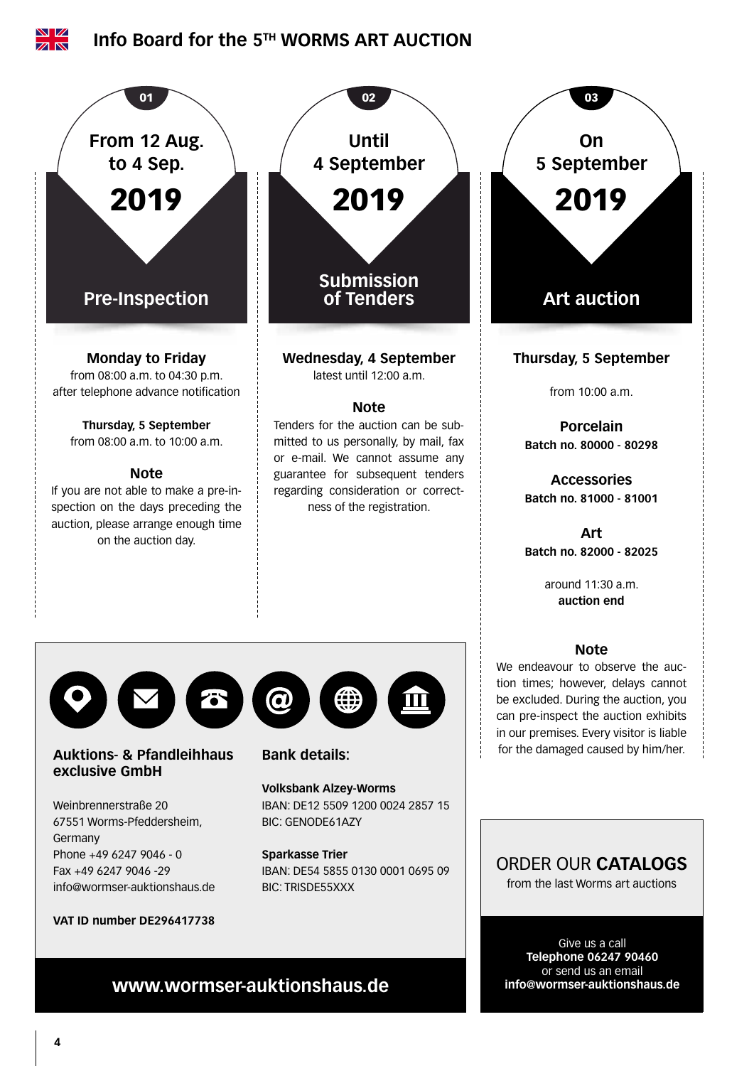# Info Board for the 5TH WORMS ART AUCTION

## 01 — From 12 Aug. to 4 Sep. 2019

### Pre-Inspection

**Monday to Friday**
from 08:00 a.m. to 04:30 p.m.
after telephone advance notification

**Thursday, 5 September**
from 08:00 a.m. to 10:00 a.m.

**Note**
If you are not able to make a pre-inspection on the days preceding the auction, please arrange enough time on the auction day.

## 02 — Until 4 September 2019

### Submission of Tenders

**Wednesday, 4 September**
latest until 12:00 a.m.

**Note**
Tenders for the auction can be submitted to us personally, by mail, fax or e-mail. We cannot assume any guarantee for subsequent tenders regarding consideration or correctness of the registration.

## 03 — On 5 September 2019

### Art auction

**Thursday, 5 September**

from 10:00 a.m.

**Porcelain**
**Batch no. 80000 - 80298**

**Accessories**
**Batch no. 81000 - 81001**

**Art**
**Batch no. 82000 - 82025**

around 11:30 a.m.
**auction end**

**Note**
We endeavour to observe the auction times; however, delays cannot be excluded. During the auction, you can pre-inspect the auction exhibits in our premises. Every visitor is liable for the damaged caused by him/her.

---

**Auktions- & Pfandleihhaus exclusive GmbH**

Weinbrennerstraße 20
67551 Worms-Pfeddersheim,
Germany
Phone +49 6247 9046 - 0
Fax +49 6247 9046 -29
info@wormser-auktionshaus.de

**VAT ID number DE296417738**

**Bank details:**

**Volksbank Alzey-Worms**
IBAN: DE12 5509 1200 0024 2857 15
BIC: GENODE61AZY

**Sparkasse Trier**
IBAN: DE54 5855 0130 0001 0695 09
BIC: TRISDE55XXX

**www.wormser-auktionshaus.de**

---

ORDER OUR **CATALOGS**
from the last Worms art auctions

Give us a call
**Telephone 06247 90460**
or send us an email
**info@wormser-auktionshaus.de**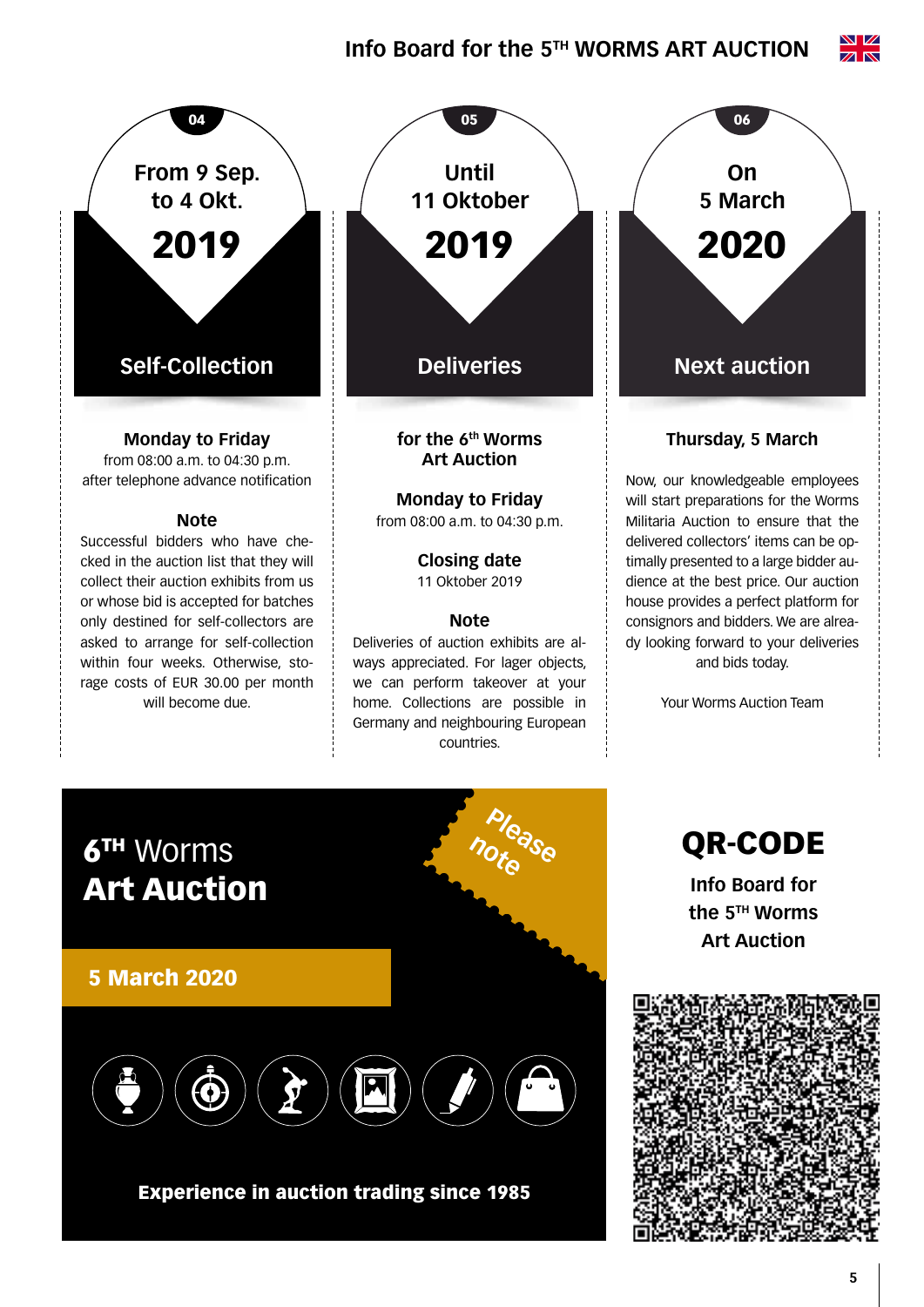# Info Board for the 5TH WORMS ART AUCTION

## 04

**From 9 Sep. to 4 Okt.**

**2019**

### Self-Collection

**Monday to Friday**
from 08:00 a.m. to 04:30 p.m.
after telephone advance notification

**Note**
Successful bidders who have checked in the auction list that they will collect their auction exhibits from us or whose bid is accepted for batches only destined for self-collectors are asked to arrange for self-collection within four weeks. Otherwise, storage costs of EUR 30.00 per month will become due.

## 05

**Until 11 Oktober**

**2019**

### Deliveries

**for the 6th Worms Art Auction**

**Monday to Friday**
from 08:00 a.m. to 04:30 p.m.

**Closing date**
11 Oktober 2019

**Note**
Deliveries of auction exhibits are always appreciated. For lager objects, we can perform takeover at your home. Collections are possible in Germany and neighbouring European countries.

## 06

**On 5 March**

**2020**

### Next auction

**Thursday, 5 March**

Now, our knowledgeable employees will start preparations for the Worms Militaria Auction to ensure that the delivered collectors' items can be optimally presented to a large bidder audience at the best price. Our auction house provides a perfect platform for consignors and bidders. We are already looking forward to your deliveries and bids today.

Your Worms Auction Team

---

**6TH Worms Art Auction**

**5 March 2020**

Please note

**Experience in auction trading since 1985**

## QR-CODE

**Info Board for the 5TH Worms Art Auction**